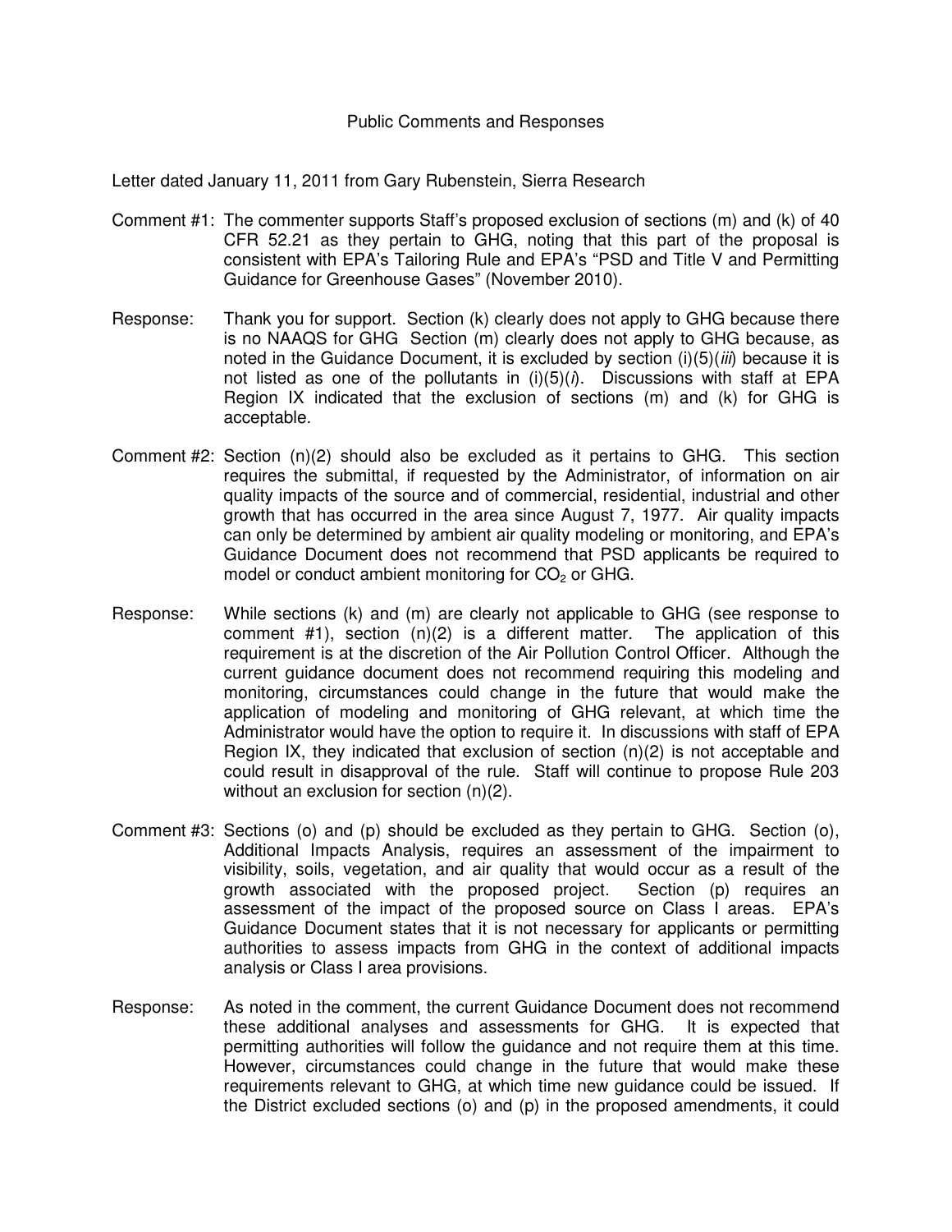# Public Comments and Responses

Letter dated January 11, 2011 from Gary Rubenstein, Sierra Research

Comment #1: The commenter supports Staff's proposed exclusion of sections (m) and (k) of 40 CFR 52.21 as they pertain to GHG, noting that this part of the proposal is consistent with EPA's Tailoring Rule and EPA's "PSD and Title V and Permitting Guidance for Greenhouse Gases" (November 2010).

Response: Thank you for support. Section (k) clearly does not apply to GHG because there is no NAAQS for GHG Section (m) clearly does not apply to GHG because, as noted in the Guidance Document, it is excluded by section (i)(5)(*iii*) because it is not listed as one of the pollutants in (i)(5)(*i*). Discussions with staff at EPA Region IX indicated that the exclusion of sections (m) and (k) for GHG is acceptable.

Comment #2: Section (n)(2) should also be excluded as it pertains to GHG. This section requires the submittal, if requested by the Administrator, of information on air quality impacts of the source and of commercial, residential, industrial and other growth that has occurred in the area since August 7, 1977. Air quality impacts can only be determined by ambient air quality modeling or monitoring, and EPA's Guidance Document does not recommend that PSD applicants be required to model or conduct ambient monitoring for $CO_2$ or GHG.

Response: While sections (k) and (m) are clearly not applicable to GHG (see response to comment #1), section (n)(2) is a different matter. The application of this requirement is at the discretion of the Air Pollution Control Officer. Although the current guidance document does not recommend requiring this modeling and monitoring, circumstances could change in the future that would make the application of modeling and monitoring of GHG relevant, at which time the Administrator would have the option to require it. In discussions with staff of EPA Region IX, they indicated that exclusion of section (n)(2) is not acceptable and could result in disapproval of the rule. Staff will continue to propose Rule 203 without an exclusion for section (n)(2).

Comment #3: Sections (o) and (p) should be excluded as they pertain to GHG. Section (o), Additional Impacts Analysis, requires an assessment of the impairment to visibility, soils, vegetation, and air quality that would occur as a result of the growth associated with the proposed project. Section (p) requires an assessment of the impact of the proposed source on Class I areas. EPA's Guidance Document states that it is not necessary for applicants or permitting authorities to assess impacts from GHG in the context of additional impacts analysis or Class I area provisions.

Response: As noted in the comment, the current Guidance Document does not recommend these additional analyses and assessments for GHG. It is expected that permitting authorities will follow the guidance and not require them at this time. However, circumstances could change in the future that would make these requirements relevant to GHG, at which time new guidance could be issued. If the District excluded sections (o) and (p) in the proposed amendments, it could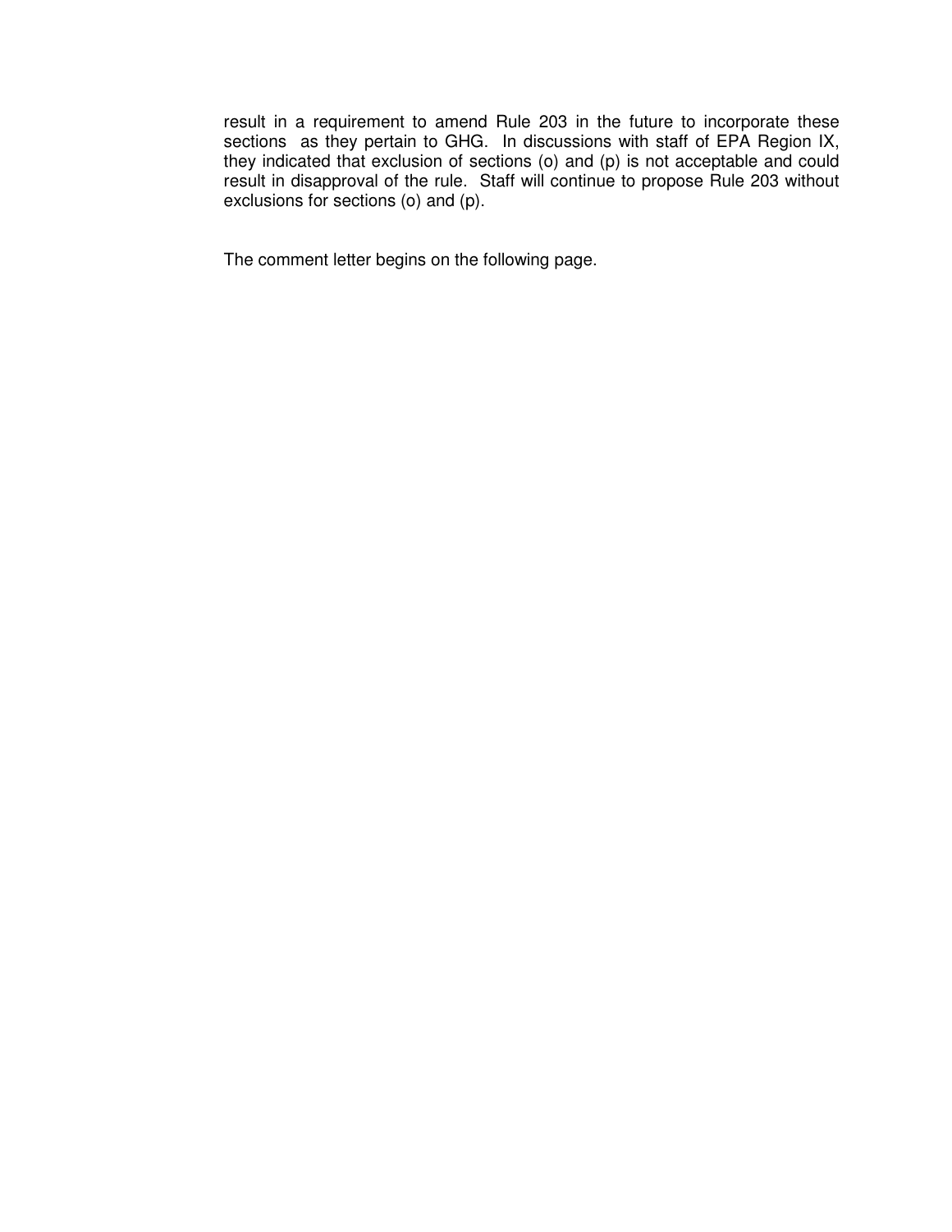result in a requirement to amend Rule 203 in the future to incorporate these sections as they pertain to GHG. In discussions with staff of EPA Region IX, they indicated that exclusion of sections (o) and (p) is not acceptable and could result in disapproval of the rule. Staff will continue to propose Rule 203 without exclusions for sections (o) and (p).

The comment letter begins on the following page.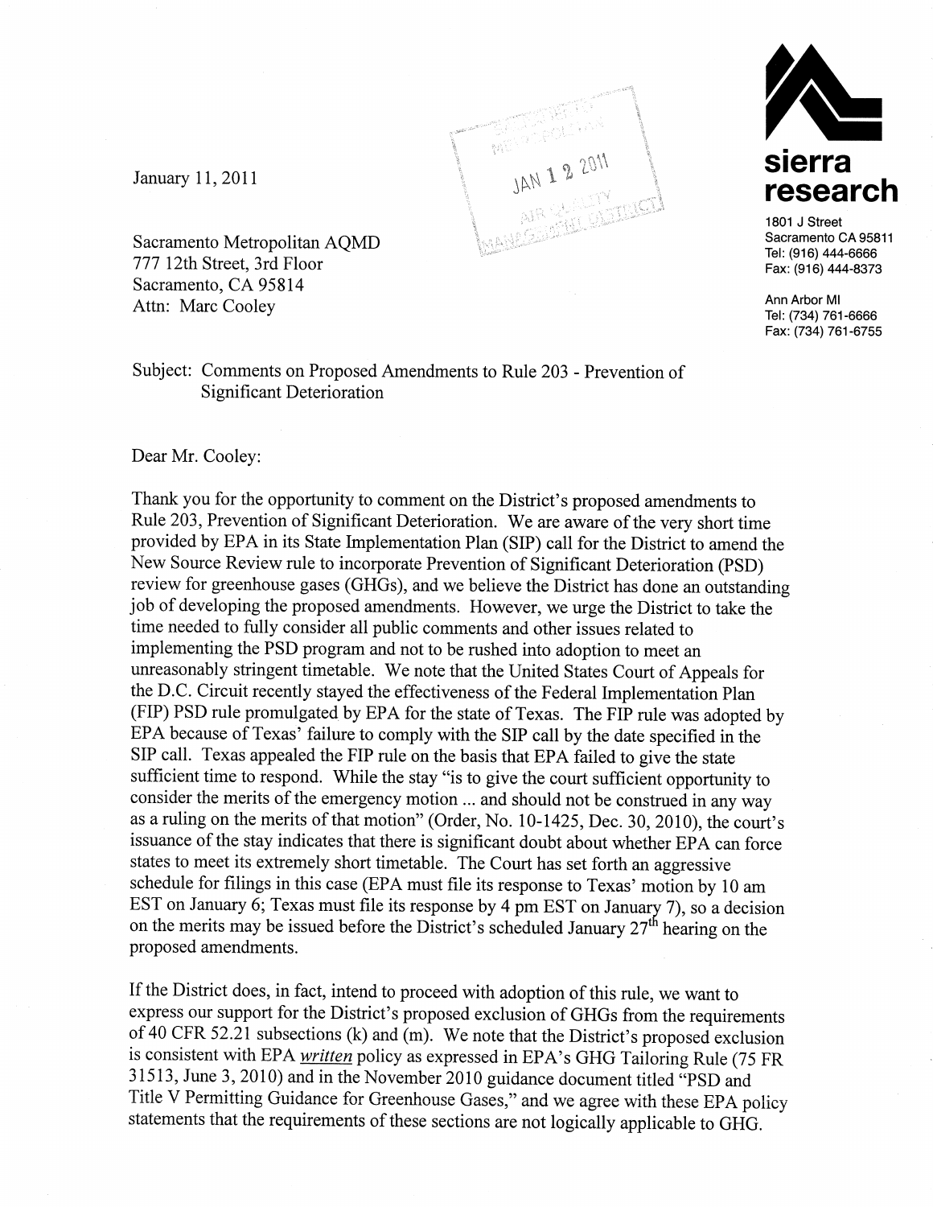January 11, 2011

**sierra research**

1801 J Street
Sacramento CA 95811
Tel: (916) 444-6666
Fax: (916) 444-8373

Ann Arbor MI
Tel: (734) 761-6666
Fax: (734) 761-6755

JAN 12 2011

Sacramento Metropolitan AQMD
777 12th Street, 3rd Floor
Sacramento, CA 95814
Attn: Marc Cooley

Subject: Comments on Proposed Amendments to Rule 203 - Prevention of Significant Deterioration

Dear Mr. Cooley:

Thank you for the opportunity to comment on the District's proposed amendments to Rule 203, Prevention of Significant Deterioration. We are aware of the very short time provided by EPA in its State Implementation Plan (SIP) call for the District to amend the New Source Review rule to incorporate Prevention of Significant Deterioration (PSD) review for greenhouse gases (GHGs), and we believe the District has done an outstanding job of developing the proposed amendments. However, we urge the District to take the time needed to fully consider all public comments and other issues related to implementing the PSD program and not to be rushed into adoption to meet an unreasonably stringent timetable. We note that the United States Court of Appeals for the D.C. Circuit recently stayed the effectiveness of the Federal Implementation Plan (FIP) PSD rule promulgated by EPA for the state of Texas. The FIP rule was adopted by EPA because of Texas' failure to comply with the SIP call by the date specified in the SIP call. Texas appealed the FIP rule on the basis that EPA failed to give the state sufficient time to respond. While the stay "is to give the court sufficient opportunity to consider the merits of the emergency motion ... and should not be construed in any way as a ruling on the merits of that motion" (Order, No. 10-1425, Dec. 30, 2010), the court's issuance of the stay indicates that there is significant doubt about whether EPA can force states to meet its extremely short timetable. The Court has set forth an aggressive schedule for filings in this case (EPA must file its response to Texas' motion by 10 am EST on January 6; Texas must file its response by 4 pm EST on January 7), so a decision on the merits may be issued before the District's scheduled January 27th hearing on the proposed amendments.

If the District does, in fact, intend to proceed with adoption of this rule, we want to express our support for the District's proposed exclusion of GHGs from the requirements of 40 CFR 52.21 subsections (k) and (m). We note that the District's proposed exclusion is consistent with EPA *written* policy as expressed in EPA's GHG Tailoring Rule (75 FR 31513, June 3, 2010) and in the November 2010 guidance document titled "PSD and Title V Permitting Guidance for Greenhouse Gases," and we agree with these EPA policy statements that the requirements of these sections are not logically applicable to GHG.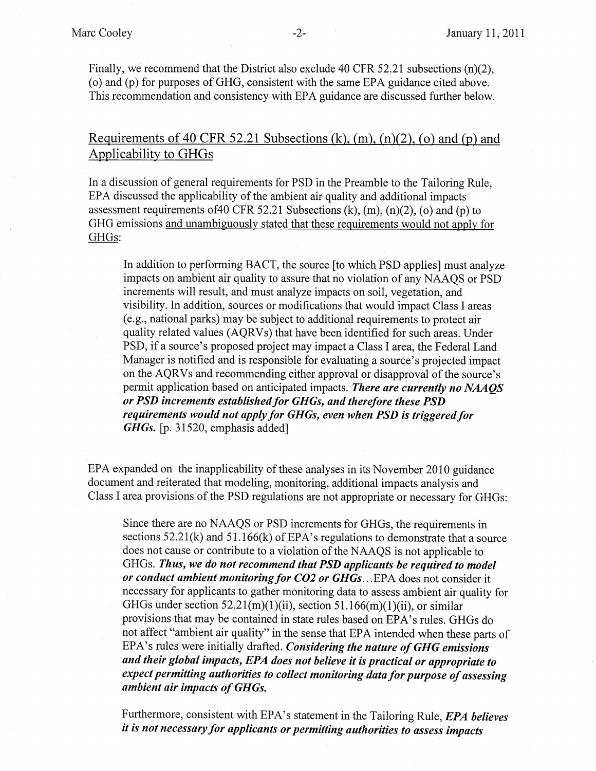Finally, we recommend that the District also exclude 40 CFR 52.21 subsections (n)(2), (o) and (p) for purposes of GHG, consistent with the same EPA guidance cited above. This recommendation and consistency with EPA guidance are discussed further below.

## Requirements of 40 CFR 52.21 Subsections (k), (m), (n)(2), (o) and (p) and Applicability to GHGs

In a discussion of general requirements for PSD in the Preamble to the Tailoring Rule, EPA discussed the applicability of the ambient air quality and additional impacts assessment requirements of40 CFR 52.21 Subsections (k), (m), (n)(2), (o) and (p) to GHG emissions and unambiguously stated that these requirements would not apply for GHGs:

> In addition to performing BACT, the source [to which PSD applies] must analyze impacts on ambient air quality to assure that no violation of any NAAQS or PSD increments will result, and must analyze impacts on soil, vegetation, and visibility. In addition, sources or modifications that would impact Class I areas (e.g., national parks) may be subject to additional requirements to protect air quality related values (AQRVs) that have been identified for such areas. Under PSD, if a source's proposed project may impact a Class I area, the Federal Land Manager is notified and is responsible for evaluating a source's projected impact on the AQRVs and recommending either approval or disapproval of the source's permit application based on anticipated impacts. ***There are currently no NAAQS or PSD increments established for GHGs, and therefore these PSD requirements would not apply for GHGs, even when PSD is triggered for GHGs.*** [p. 31520, emphasis added]

EPA expanded on the inapplicability of these analyses in its November 2010 guidance document and reiterated that modeling, monitoring, additional impacts analysis and Class I area provisions of the PSD regulations are not appropriate or necessary for GHGs:

> Since there are no NAAQS or PSD increments for GHGs, the requirements in sections 52.21(k) and 51.166(k) of EPA's regulations to demonstrate that a source does not cause or contribute to a violation of the NAAQS is not applicable to GHGs. ***Thus, we do not recommend that PSD applicants be required to model or conduct ambient monitoring for CO2 or GHGs***...EPA does not consider it necessary for applicants to gather monitoring data to assess ambient air quality for GHGs under section 52.21(m)(1)(ii), section 51.166(m)(1)(ii), or similar provisions that may be contained in state rules based on EPA's rules. GHGs do not affect "ambient air quality" in the sense that EPA intended when these parts of EPA's rules were initially drafted. ***Considering the nature of GHG emissions and their global impacts, EPA does not believe it is practical or appropriate to expect permitting authorities to collect monitoring data for purpose of assessing ambient air impacts of GHGs.***
>
> Furthermore, consistent with EPA's statement in the Tailoring Rule, ***EPA believes it is not necessary for applicants or permitting authorities to assess impacts***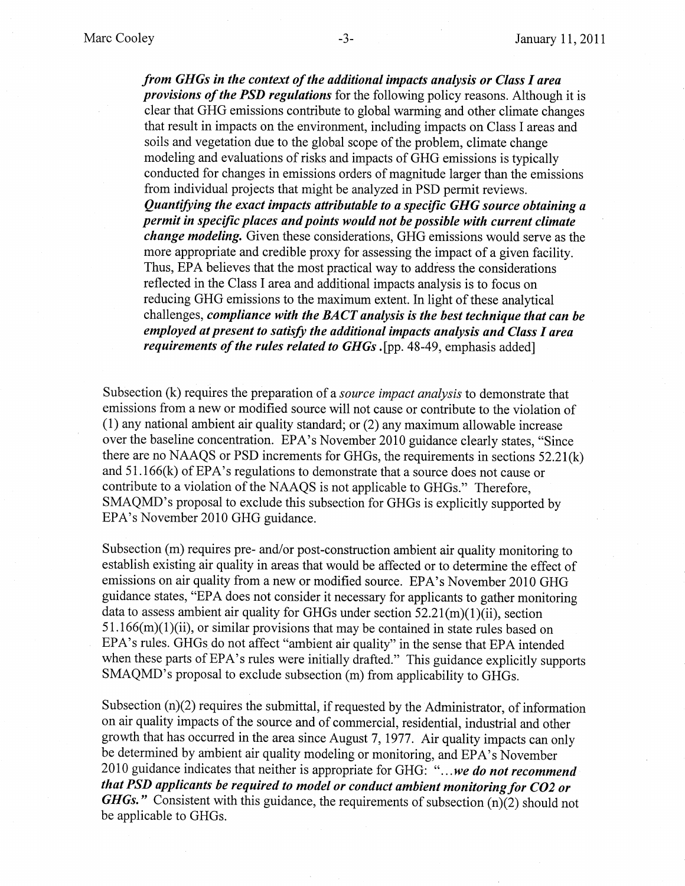> ***from GHGs in the context of the additional impacts analysis or Class I area provisions of the PSD regulations*** for the following policy reasons. Although it is clear that GHG emissions contribute to global warming and other climate changes that result in impacts on the environment, including impacts on Class I areas and soils and vegetation due to the global scope of the problem, climate change modeling and evaluations of risks and impacts of GHG emissions is typically conducted for changes in emissions orders of magnitude larger than the emissions from individual projects that might be analyzed in PSD permit reviews. ***Quantifying the exact impacts attributable to a specific GHG source obtaining a permit in specific places and points would not be possible with current climate change modeling.*** Given these considerations, GHG emissions would serve as the more appropriate and credible proxy for assessing the impact of a given facility. Thus, EPA believes that the most practical way to address the considerations reflected in the Class I area and additional impacts analysis is to focus on reducing GHG emissions to the maximum extent. In light of these analytical challenges, ***compliance with the BACT analysis is the best technique that can be employed at present to satisfy the additional impacts analysis and Class I area requirements of the rules related to GHGs***.[pp. 48-49, emphasis added]

Subsection (k) requires the preparation of a *source impact analysis* to demonstrate that emissions from a new or modified source will not cause or contribute to the violation of (1) any national ambient air quality standard; or (2) any maximum allowable increase over the baseline concentration. EPA's November 2010 guidance clearly states, "Since there are no NAAQS or PSD increments for GHGs, the requirements in sections 52.21(k) and 51.166(k) of EPA's regulations to demonstrate that a source does not cause or contribute to a violation of the NAAQS is not applicable to GHGs." Therefore, SMAQMD's proposal to exclude this subsection for GHGs is explicitly supported by EPA's November 2010 GHG guidance.

Subsection (m) requires pre- and/or post-construction ambient air quality monitoring to establish existing air quality in areas that would be affected or to determine the effect of emissions on air quality from a new or modified source. EPA's November 2010 GHG guidance states, "EPA does not consider it necessary for applicants to gather monitoring data to assess ambient air quality for GHGs under section 52.21(m)(1)(ii), section 51.166(m)(1)(ii), or similar provisions that may be contained in state rules based on EPA's rules. GHGs do not affect "ambient air quality" in the sense that EPA intended when these parts of EPA's rules were initially drafted." This guidance explicitly supports SMAQMD's proposal to exclude subsection (m) from applicability to GHGs.

Subsection (n)(2) requires the submittal, if requested by the Administrator, of information on air quality impacts of the source and of commercial, residential, industrial and other growth that has occurred in the area since August 7, 1977. Air quality impacts can only be determined by ambient air quality modeling or monitoring, and EPA's November 2010 guidance indicates that neither is appropriate for GHG: "*...**we do not recommend that PSD applicants be required to model or conduct ambient monitoring for CO2 or GHGs.***" Consistent with this guidance, the requirements of subsection (n)(2) should not be applicable to GHGs.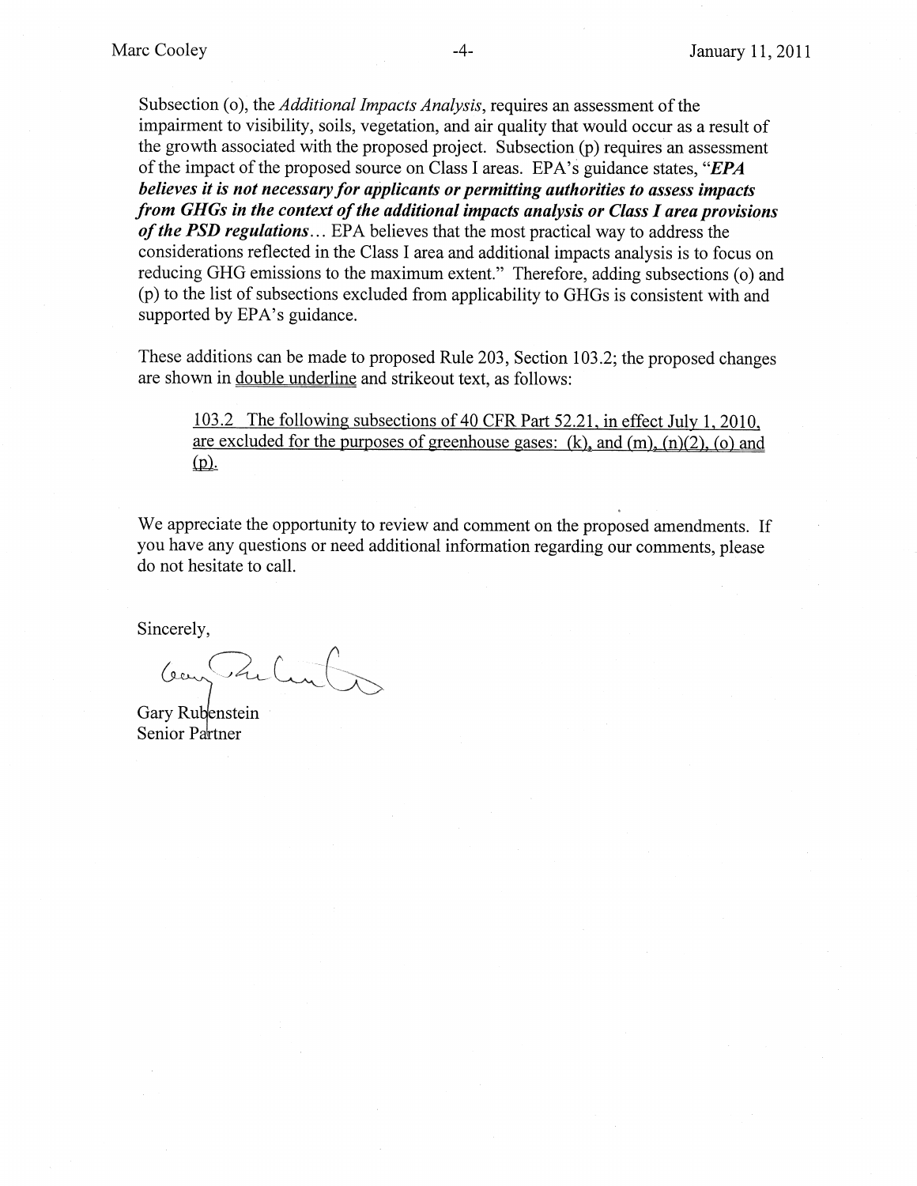Subsection (o), the *Additional Impacts Analysis*, requires an assessment of the impairment to visibility, soils, vegetation, and air quality that would occur as a result of the growth associated with the proposed project. Subsection (p) requires an assessment of the impact of the proposed source on Class I areas. EPA's guidance states, "***EPA believes it is not necessary for applicants or permitting authorities to assess impacts from GHGs in the context of the additional impacts analysis or Class I area provisions of the PSD regulations***… EPA believes that the most practical way to address the considerations reflected in the Class I area and additional impacts analysis is to focus on reducing GHG emissions to the maximum extent." Therefore, adding subsections (o) and (p) to the list of subsections excluded from applicability to GHGs is consistent with and supported by EPA's guidance.

These additions can be made to proposed Rule 203, Section 103.2; the proposed changes are shown in double underline and strikeout text, as follows:

> 103.2 The following subsections of 40 CFR Part 52.21, in effect July 1, 2010, are excluded for the purposes of greenhouse gases: (k), and (m), (n)(2), (o) and (p).

We appreciate the opportunity to review and comment on the proposed amendments. If you have any questions or need additional information regarding our comments, please do not hesitate to call.

Sincerely,

Gary Rubenstein
Senior Partner